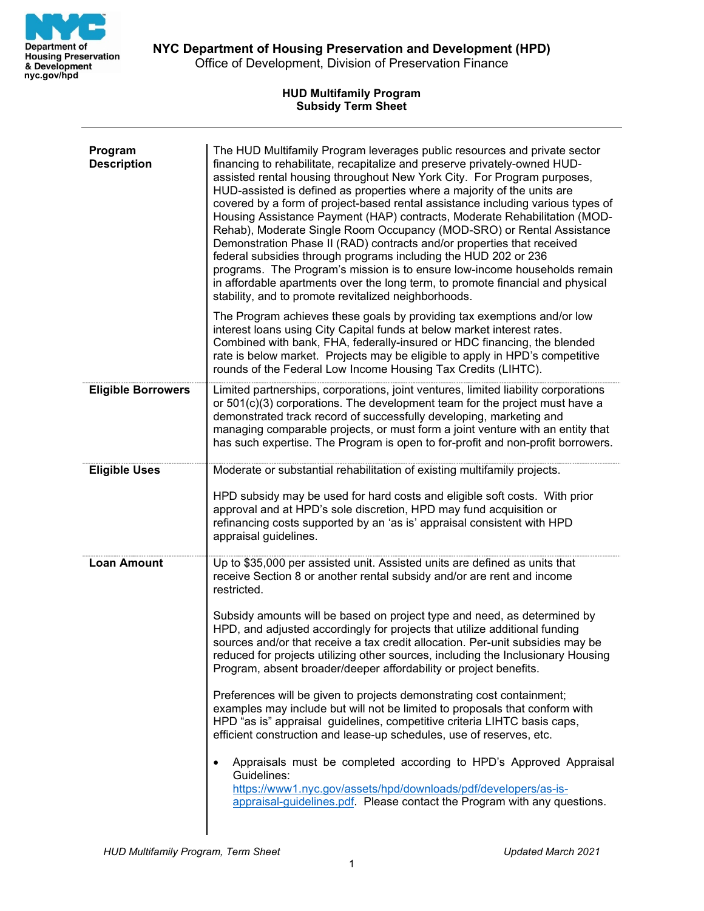**NYC Department of Housing Preservation and Development (HPD)**
Office of Development, Division of Preservation Finance

**HUD Multifamily Program**
**Subsidy Term Sheet**

---

| | |
|---|---|
| **Program Description** | The HUD Multifamily Program leverages public resources and private sector financing to rehabilitate, recapitalize and preserve privately-owned HUD-assisted rental housing throughout New York City. For Program purposes, HUD-assisted is defined as properties where a majority of the units are covered by a form of project-based rental assistance including various types of Housing Assistance Payment (HAP) contracts, Moderate Rehabilitation (MOD-Rehab), Moderate Single Room Occupancy (MOD-SRO) or Rental Assistance Demonstration Phase II (RAD) contracts and/or properties that received federal subsidies through programs including the HUD 202 or 236 programs. The Program's mission is to ensure low-income households remain in affordable apartments over the long term, to promote financial and physical stability, and to promote revitalized neighborhoods.<br><br>The Program achieves these goals by providing tax exemptions and/or low interest loans using City Capital funds at below market interest rates. Combined with bank, FHA, federally-insured or HDC financing, the blended rate is below market. Projects may be eligible to apply in HPD's competitive rounds of the Federal Low Income Housing Tax Credits (LIHTC). |
| **Eligible Borrowers** | Limited partnerships, corporations, joint ventures, limited liability corporations or 501(c)(3) corporations. The development team for the project must have a demonstrated track record of successfully developing, marketing and managing comparable projects, or must form a joint venture with an entity that has such expertise. The Program is open to for-profit and non-profit borrowers. |
| **Eligible Uses** | Moderate or substantial rehabilitation of existing multifamily projects.<br><br>HPD subsidy may be used for hard costs and eligible soft costs. With prior approval and at HPD's sole discretion, HPD may fund acquisition or refinancing costs supported by an 'as is' appraisal consistent with HPD appraisal guidelines. |
| **Loan Amount** | Up to $35,000 per assisted unit. Assisted units are defined as units that receive Section 8 or another rental subsidy and/or are rent and income restricted.<br><br>Subsidy amounts will be based on project type and need, as determined by HPD, and adjusted accordingly for projects that utilize additional funding sources and/or that receive a tax credit allocation. Per-unit subsidies may be reduced for projects utilizing other sources, including the Inclusionary Housing Program, absent broader/deeper affordability or project benefits.<br><br>Preferences will be given to projects demonstrating cost containment; examples may include but will not be limited to proposals that conform with HPD "as is" appraisal guidelines, competitive criteria LIHTC basis caps, efficient construction and lease-up schedules, use of reserves, etc.<br><br>• Appraisals must be completed according to HPD's Approved Appraisal Guidelines: https://www1.nyc.gov/assets/hpd/downloads/pdf/developers/as-is-appraisal-guidelines.pdf. Please contact the Program with any questions. |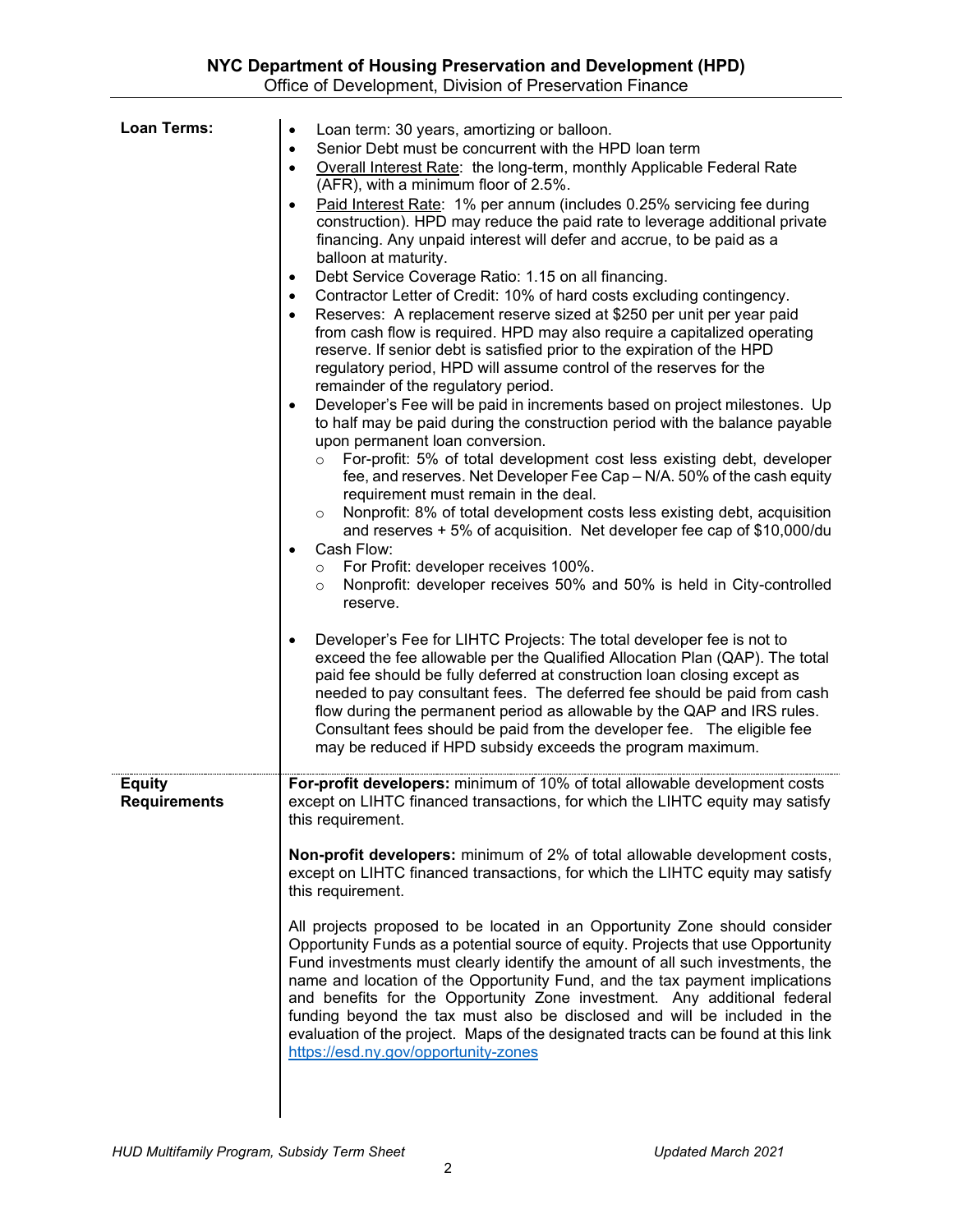| | |
|---|---|
| **Loan Terms:** | • Loan term: 30 years, amortizing or balloon.<br>• Senior Debt must be concurrent with the HPD loan term<br>• Overall Interest Rate: the long-term, monthly Applicable Federal Rate (AFR), with a minimum floor of 2.5%.<br>• Paid Interest Rate: 1% per annum (includes 0.25% servicing fee during construction). HPD may reduce the paid rate to leverage additional private financing. Any unpaid interest will defer and accrue, to be paid as a balloon at maturity.<br>• Debt Service Coverage Ratio: 1.15 on all financing.<br>• Contractor Letter of Credit: 10% of hard costs excluding contingency.<br>• Reserves: A replacement reserve sized at $250 per unit per year paid from cash flow is required. HPD may also require a capitalized operating reserve. If senior debt is satisfied prior to the expiration of the HPD regulatory period, HPD will assume control of the reserves for the remainder of the regulatory period.<br>• Developer's Fee will be paid in increments based on project milestones. Up to half may be paid during the construction period with the balance payable upon permanent loan conversion.<br>  ○ For-profit: 5% of total development cost less existing debt, developer fee, and reserves. Net Developer Fee Cap – N/A. 50% of the cash equity requirement must remain in the deal.<br>  ○ Nonprofit: 8% of total development costs less existing debt, acquisition and reserves + 5% of acquisition. Net developer fee cap of $10,000/du<br>• Cash Flow:<br>  ○ For Profit: developer receives 100%.<br>  ○ Nonprofit: developer receives 50% and 50% is held in City-controlled reserve.<br><br>• Developer's Fee for LIHTC Projects: The total developer fee is not to exceed the fee allowable per the Qualified Allocation Plan (QAP). The total paid fee should be fully deferred at construction loan closing except as needed to pay consultant fees. The deferred fee should be paid from cash flow during the permanent period as allowable by the QAP and IRS rules. Consultant fees should be paid from the developer fee. The eligible fee may be reduced if HPD subsidy exceeds the program maximum. |
| **Equity Requirements** | **For-profit developers:** minimum of 10% of total allowable development costs except on LIHTC financed transactions, for which the LIHTC equity may satisfy this requirement.<br><br>**Non-profit developers:** minimum of 2% of total allowable development costs, except on LIHTC financed transactions, for which the LIHTC equity may satisfy this requirement.<br><br>All projects proposed to be located in an Opportunity Zone should consider Opportunity Funds as a potential source of equity. Projects that use Opportunity Fund investments must clearly identify the amount of all such investments, the name and location of the Opportunity Fund, and the tax payment implications and benefits for the Opportunity Zone investment. Any additional federal funding beyond the tax must also be disclosed and will be included in the evaluation of the project. Maps of the designated tracts can be found at this link https://esd.ny.gov/opportunity-zones |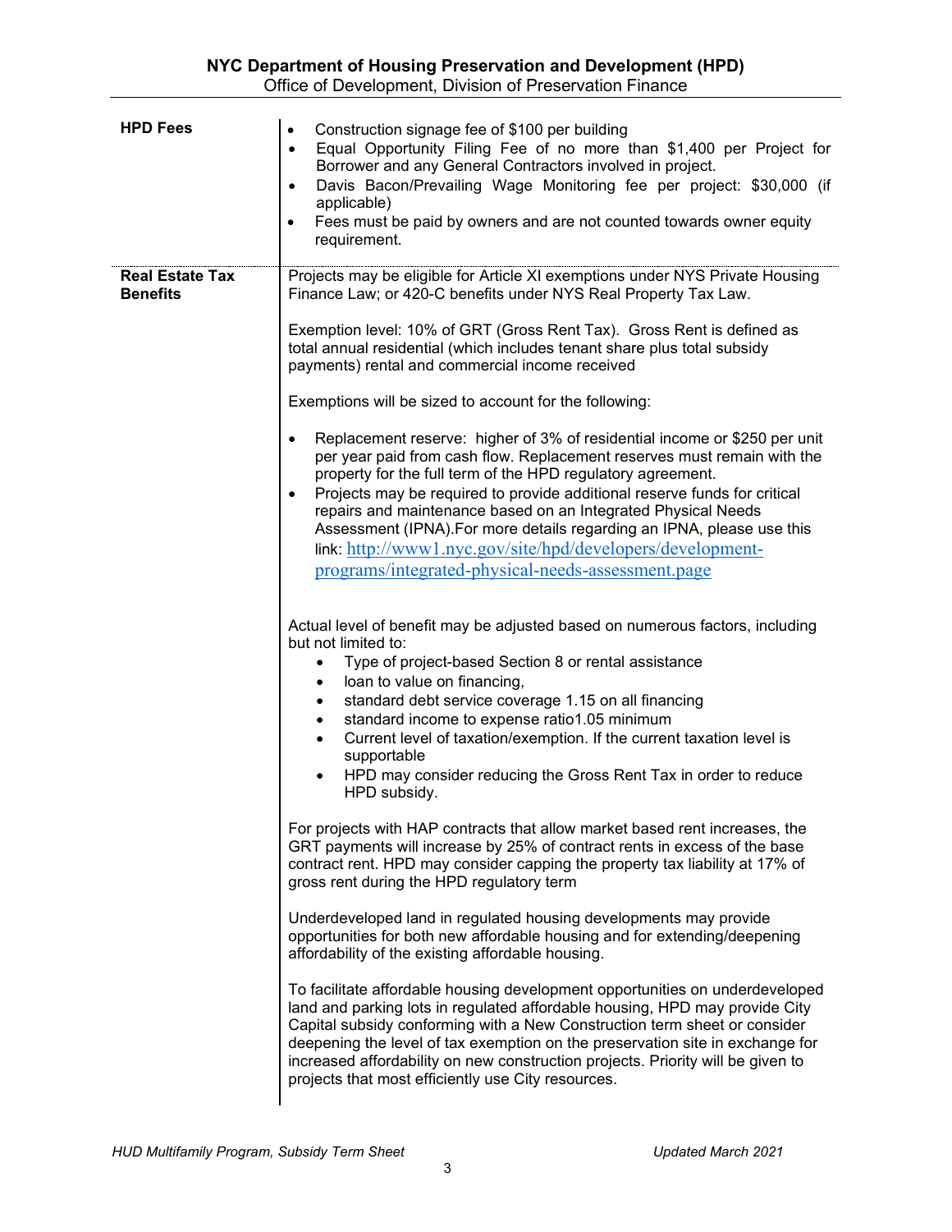| | |
|---|---|
| **HPD Fees** | • Construction signage fee of $100 per building<br>• Equal Opportunity Filing Fee of no more than $1,400 per Project for Borrower and any General Contractors involved in project.<br>• Davis Bacon/Prevailing Wage Monitoring fee per project: $30,000 (if applicable)<br>• Fees must be paid by owners and are not counted towards owner equity requirement. |
| **Real Estate Tax Benefits** | Projects may be eligible for Article XI exemptions under NYS Private Housing Finance Law; or 420-C benefits under NYS Real Property Tax Law.<br><br>Exemption level: 10% of GRT (Gross Rent Tax). Gross Rent is defined as total annual residential (which includes tenant share plus total subsidy payments) rental and commercial income received<br><br>Exemptions will be sized to account for the following:<br><br>• Replacement reserve: higher of 3% of residential income or $250 per unit per year paid from cash flow. Replacement reserves must remain with the property for the full term of the HPD regulatory agreement.<br>• Projects may be required to provide additional reserve funds for critical repairs and maintenance based on an Integrated Physical Needs Assessment (IPNA).For more details regarding an IPNA, please use this link: http://www1.nyc.gov/site/hpd/developers/development-programs/integrated-physical-needs-assessment.page<br><br>Actual level of benefit may be adjusted based on numerous factors, including but not limited to:<br>• Type of project-based Section 8 or rental assistance<br>• loan to value on financing,<br>• standard debt service coverage 1.15 on all financing<br>• standard income to expense ratio1.05 minimum<br>• Current level of taxation/exemption. If the current taxation level is supportable<br>• HPD may consider reducing the Gross Rent Tax in order to reduce HPD subsidy.<br><br>For projects with HAP contracts that allow market based rent increases, the GRT payments will increase by 25% of contract rents in excess of the base contract rent. HPD may consider capping the property tax liability at 17% of gross rent during the HPD regulatory term<br><br>Underdeveloped land in regulated housing developments may provide opportunities for both new affordable housing and for extending/deepening affordability of the existing affordable housing.<br><br>To facilitate affordable housing development opportunities on underdeveloped land and parking lots in regulated affordable housing, HPD may provide City Capital subsidy conforming with a New Construction term sheet or consider deepening the level of tax exemption on the preservation site in exchange for increased affordability on new construction projects. Priority will be given to projects that most efficiently use City resources. |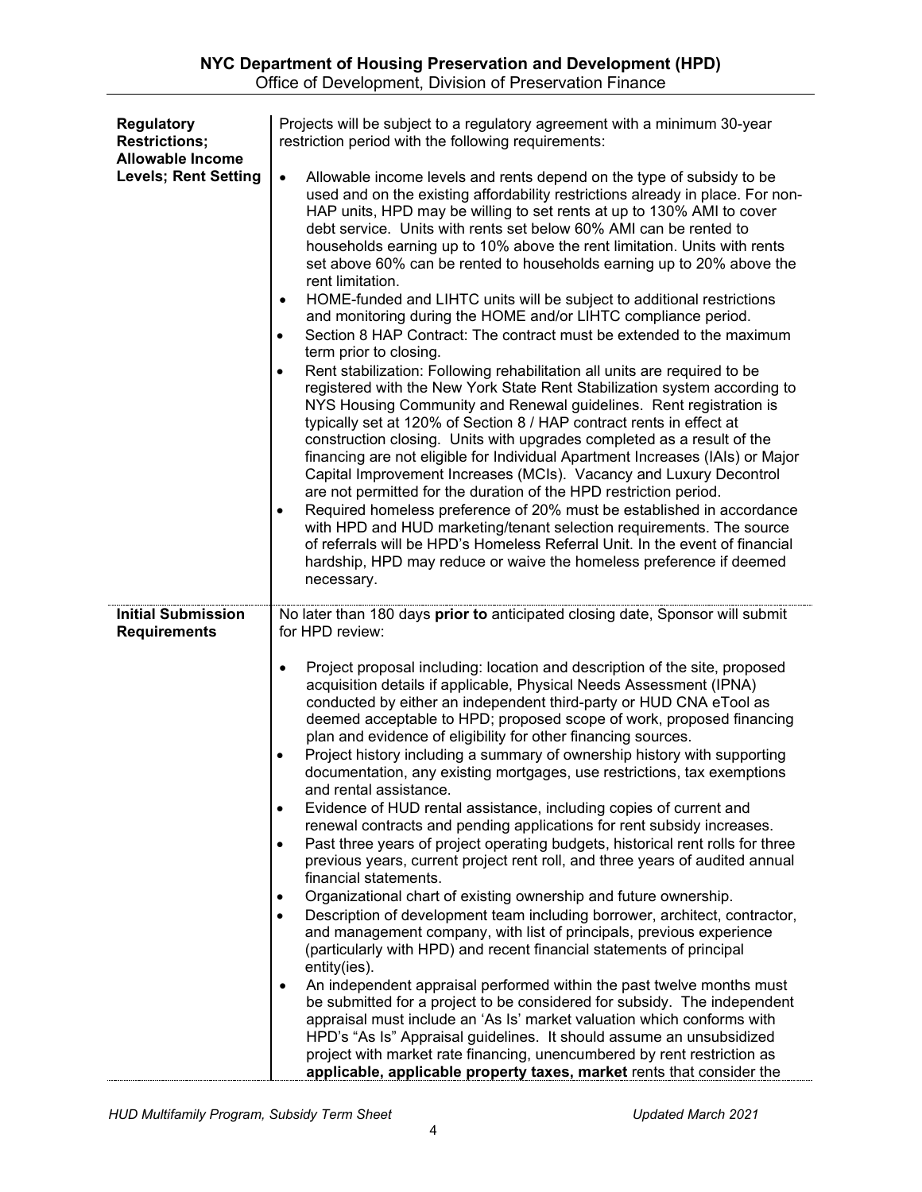| | |
|---|---|
| **Regulatory Restrictions; Allowable Income Levels; Rent Setting** | Projects will be subject to a regulatory agreement with a minimum 30-year restriction period with the following requirements:<br><br>• Allowable income levels and rents depend on the type of subsidy to be used and on the existing affordability restrictions already in place. For non-HAP units, HPD may be willing to set rents at up to 130% AMI to cover debt service. Units with rents set below 60% AMI can be rented to households earning up to 10% above the rent limitation. Units with rents set above 60% can be rented to households earning up to 20% above the rent limitation.<br>• HOME-funded and LIHTC units will be subject to additional restrictions and monitoring during the HOME and/or LIHTC compliance period.<br>• Section 8 HAP Contract: The contract must be extended to the maximum term prior to closing.<br>• Rent stabilization: Following rehabilitation all units are required to be registered with the New York State Rent Stabilization system according to NYS Housing Community and Renewal guidelines. Rent registration is typically set at 120% of Section 8 / HAP contract rents in effect at construction closing. Units with upgrades completed as a result of the financing are not eligible for Individual Apartment Increases (IAIs) or Major Capital Improvement Increases (MCIs). Vacancy and Luxury Decontrol are not permitted for the duration of the HPD restriction period.<br>• Required homeless preference of 20% must be established in accordance with HPD and HUD marketing/tenant selection requirements. The source of referrals will be HPD's Homeless Referral Unit. In the event of financial hardship, HPD may reduce or waive the homeless preference if deemed necessary. |
| **Initial Submission Requirements** | No later than 180 days **prior to** anticipated closing date, Sponsor will submit for HPD review:<br><br>• Project proposal including: location and description of the site, proposed acquisition details if applicable, Physical Needs Assessment (IPNA) conducted by either an independent third-party or HUD CNA eTool as deemed acceptable to HPD; proposed scope of work, proposed financing plan and evidence of eligibility for other financing sources.<br>• Project history including a summary of ownership history with supporting documentation, any existing mortgages, use restrictions, tax exemptions and rental assistance.<br>• Evidence of HUD rental assistance, including copies of current and renewal contracts and pending applications for rent subsidy increases.<br>• Past three years of project operating budgets, historical rent rolls for three previous years, current project rent roll, and three years of audited annual financial statements.<br>• Organizational chart of existing ownership and future ownership.<br>• Description of development team including borrower, architect, contractor, and management company, with list of principals, previous experience (particularly with HPD) and recent financial statements of principal entity(ies).<br>• An independent appraisal performed within the past twelve months must be submitted for a project to be considered for subsidy. The independent appraisal must include an 'As Is' market valuation which conforms with HPD's "As Is" Appraisal guidelines. It should assume an unsubsidized project with market rate financing, unencumbered by rent restriction as **applicable, applicable property taxes, market** rents that consider the |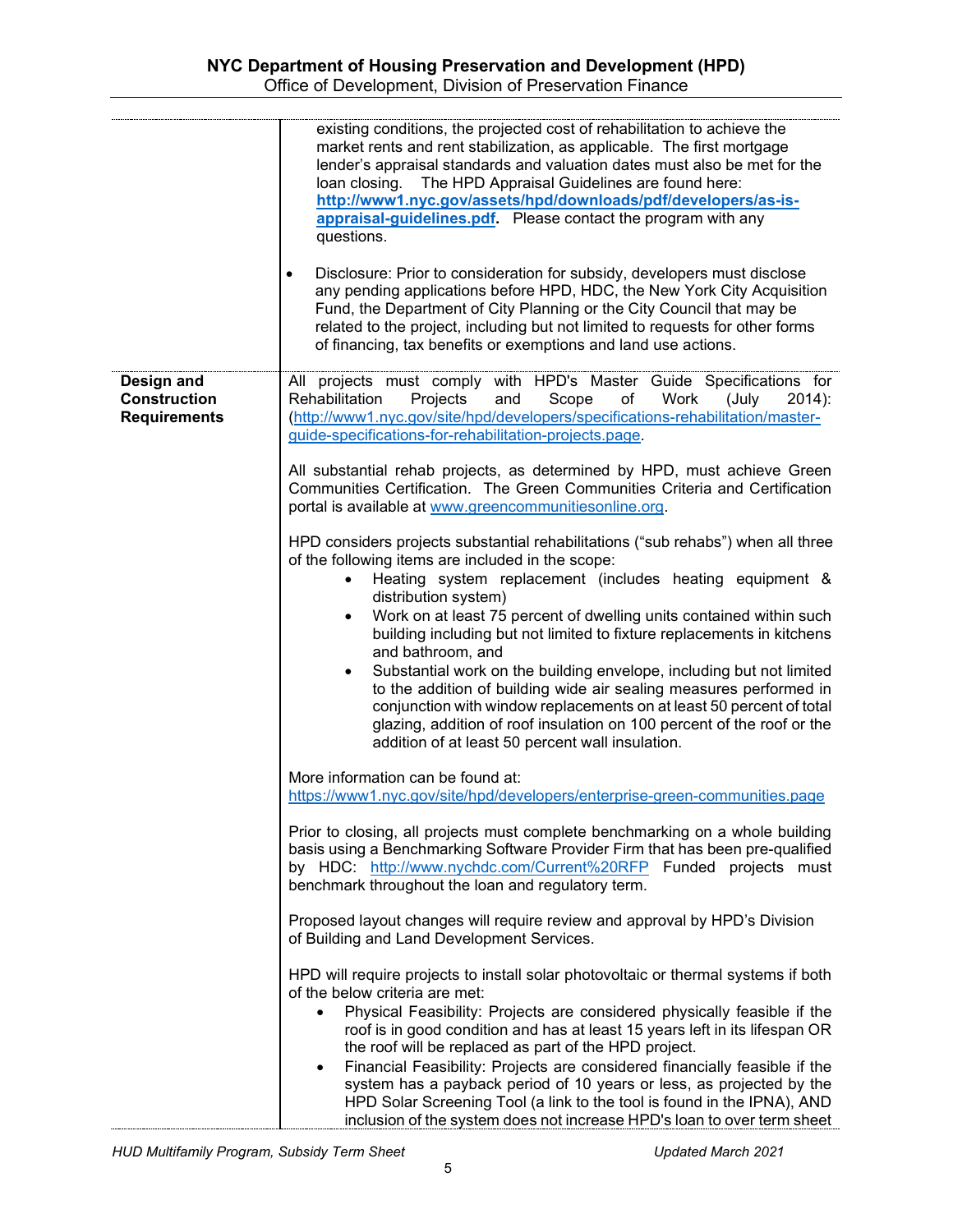| | |
|---|---|
| | existing conditions, the projected cost of rehabilitation to achieve the market rents and rent stabilization, as applicable. The first mortgage lender's appraisal standards and valuation dates must also be met for the loan closing. The HPD Appraisal Guidelines are found here: **http://www1.nyc.gov/assets/hpd/downloads/pdf/developers/as-is-appraisal-guidelines.pdf**. Please contact the program with any questions.<br><br>• Disclosure: Prior to consideration for subsidy, developers must disclose any pending applications before HPD, HDC, the New York City Acquisition Fund, the Department of City Planning or the City Council that may be related to the project, including but not limited to requests for other forms of financing, tax benefits or exemptions and land use actions. |
| **Design and Construction Requirements** | All projects must comply with HPD's Master Guide Specifications for Rehabilitation Projects and Scope of Work (July 2014): (http://www1.nyc.gov/site/hpd/developers/specifications-rehabilitation/master-guide-specifications-for-rehabilitation-projects.page.<br><br>All substantial rehab projects, as determined by HPD, must achieve Green Communities Certification. The Green Communities Criteria and Certification portal is available at www.greencommunitiesonline.org.<br><br>HPD considers projects substantial rehabilitations ("sub rehabs") when all three of the following items are included in the scope:<br>• Heating system replacement (includes heating equipment & distribution system)<br>• Work on at least 75 percent of dwelling units contained within such building including but not limited to fixture replacements in kitchens and bathroom, and<br>• Substantial work on the building envelope, including but not limited to the addition of building wide air sealing measures performed in conjunction with window replacements on at least 50 percent of total glazing, addition of roof insulation on 100 percent of the roof or the addition of at least 50 percent wall insulation.<br><br>More information can be found at: https://www1.nyc.gov/site/hpd/developers/enterprise-green-communities.page<br><br>Prior to closing, all projects must complete benchmarking on a whole building basis using a Benchmarking Software Provider Firm that has been pre-qualified by HDC: http://www.nychdc.com/Current%20RFP Funded projects must benchmark throughout the loan and regulatory term.<br><br>Proposed layout changes will require review and approval by HPD's Division of Building and Land Development Services.<br><br>HPD will require projects to install solar photovoltaic or thermal systems if both of the below criteria are met:<br>• Physical Feasibility: Projects are considered physically feasible if the roof is in good condition and has at least 15 years left in its lifespan OR the roof will be replaced as part of the HPD project.<br>• Financial Feasibility: Projects are considered financially feasible if the system has a payback period of 10 years or less, as projected by the HPD Solar Screening Tool (a link to the tool is found in the IPNA), AND inclusion of the system does not increase HPD's loan to over term sheet |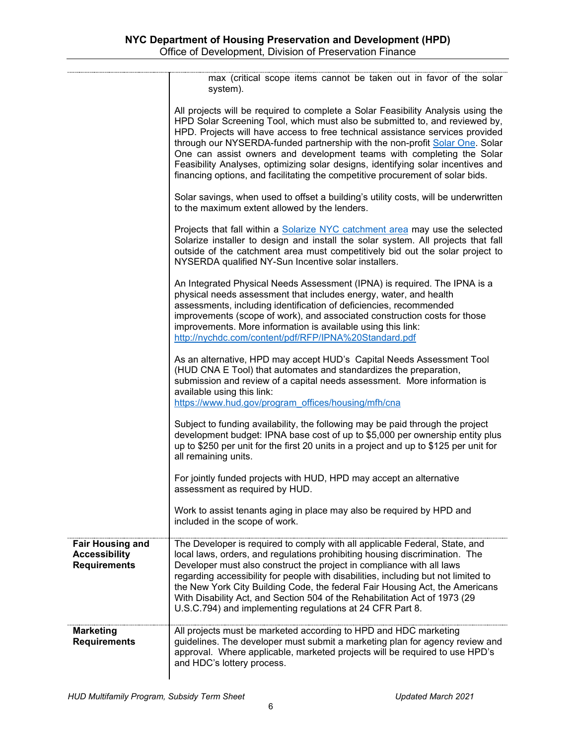| | |
|---|---|
| | max (critical scope items cannot be taken out in favor of the solar system).<br><br>All projects will be required to complete a Solar Feasibility Analysis using the HPD Solar Screening Tool, which must also be submitted to, and reviewed by, HPD. Projects will have access to free technical assistance services provided through our NYSERDA-funded partnership with the non-profit [Solar One](). Solar One can assist owners and development teams with completing the Solar Feasibility Analyses, optimizing solar designs, identifying solar incentives and financing options, and facilitating the competitive procurement of solar bids.<br><br>Solar savings, when used to offset a building's utility costs, will be underwritten to the maximum extent allowed by the lenders.<br><br>Projects that fall within a [Solarize NYC catchment area]() may use the selected Solarize installer to design and install the solar system. All projects that fall outside of the catchment area must competitively bid out the solar project to NYSERDA qualified NY-Sun Incentive solar installers.<br><br>An Integrated Physical Needs Assessment (IPNA) is required. The IPNA is a physical needs assessment that includes energy, water, and health assessments, including identification of deficiencies, recommended improvements (scope of work), and associated construction costs for those improvements. More information is available using this link: http://nychdc.com/content/pdf/RFP/IPNA%20Standard.pdf<br><br>As an alternative, HPD may accept HUD's Capital Needs Assessment Tool (HUD CNA E Tool) that automates and standardizes the preparation, submission and review of a capital needs assessment. More information is available using this link: https://www.hud.gov/program_offices/housing/mfh/cna<br><br>Subject to funding availability, the following may be paid through the project development budget: IPNA base cost of up to $5,000 per ownership entity plus up to $250 per unit for the first 20 units in a project and up to $125 per unit for all remaining units.<br><br>For jointly funded projects with HUD, HPD may accept an alternative assessment as required by HUD.<br><br>Work to assist tenants aging in place may also be required by HPD and included in the scope of work. |
| **Fair Housing and Accessibility Requirements** | The Developer is required to comply with all applicable Federal, State, and local laws, orders, and regulations prohibiting housing discrimination. The Developer must also construct the project in compliance with all laws regarding accessibility for people with disabilities, including but not limited to the New York City Building Code, the federal Fair Housing Act, the Americans With Disability Act, and Section 504 of the Rehabilitation Act of 1973 (29 U.S.C.794) and implementing regulations at 24 CFR Part 8. |
| **Marketing Requirements** | All projects must be marketed according to HPD and HDC marketing guidelines. The developer must submit a marketing plan for agency review and approval. Where applicable, marketed projects will be required to use HPD's and HDC's lottery process. |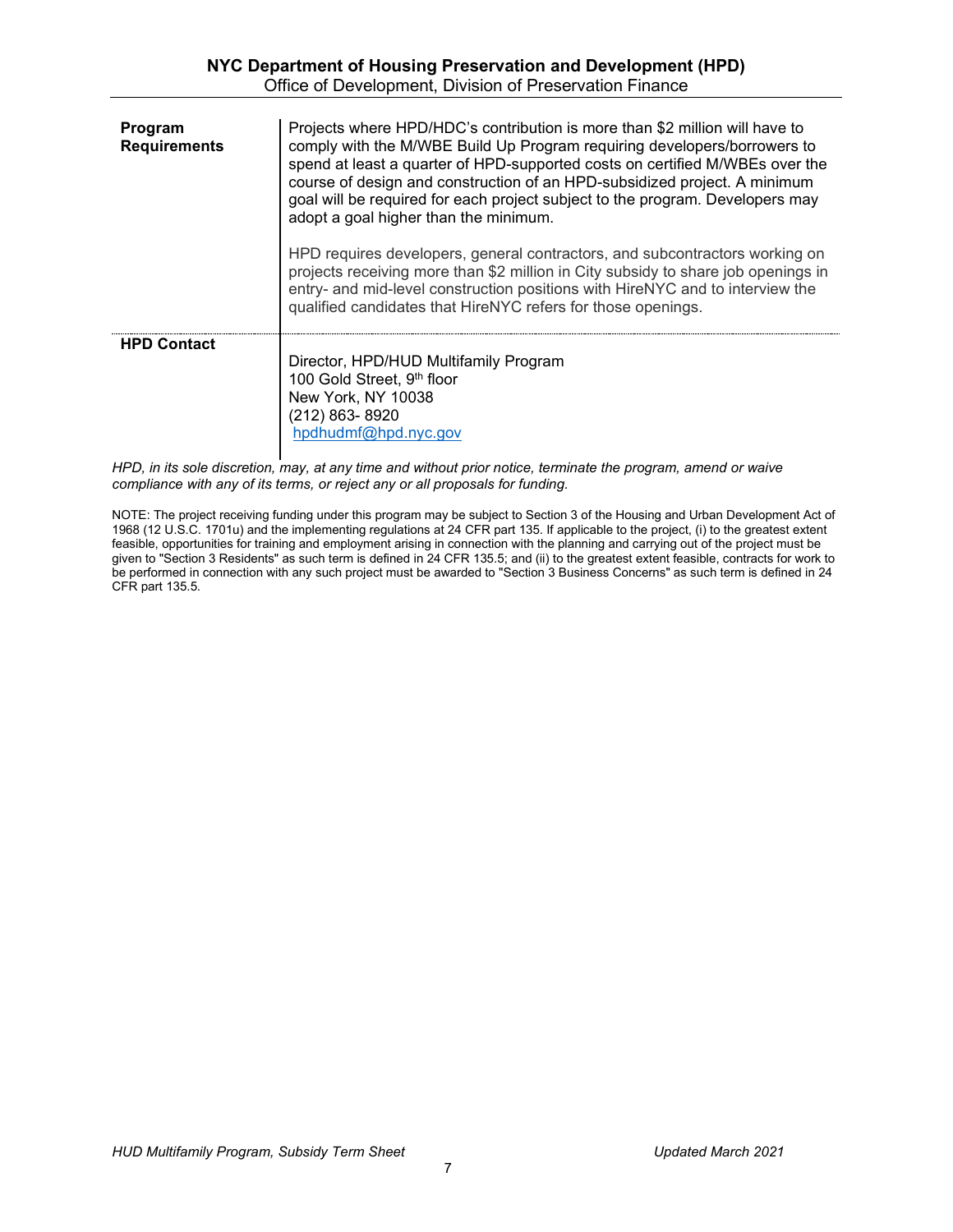| | |
|---|---|
| **Program Requirements** | Projects where HPD/HDC's contribution is more than $2 million will have to comply with the M/WBE Build Up Program requiring developers/borrowers to spend at least a quarter of HPD-supported costs on certified M/WBEs over the course of design and construction of an HPD-subsidized project. A minimum goal will be required for each project subject to the program. Developers may adopt a goal higher than the minimum.<br><br>HPD requires developers, general contractors, and subcontractors working on projects receiving more than $2 million in City subsidy to share job openings in entry- and mid-level construction positions with HireNYC and to interview the qualified candidates that HireNYC refers for those openings. |
| **HPD Contact** | Director, HPD/HUD Multifamily Program<br>100 Gold Street, 9th floor<br>New York, NY 10038<br>(212) 863- 8920<br>hpdhudmf@hpd.nyc.gov |

*HPD, in its sole discretion, may, at any time and without prior notice, terminate the program, amend or waive compliance with any of its terms, or reject any or all proposals for funding.*

NOTE: The project receiving funding under this program may be subject to Section 3 of the Housing and Urban Development Act of 1968 (12 U.S.C. 1701u) and the implementing regulations at 24 CFR part 135. If applicable to the project, (i) to the greatest extent feasible, opportunities for training and employment arising in connection with the planning and carrying out of the project must be given to "Section 3 Residents" as such term is defined in 24 CFR 135.5; and (ii) to the greatest extent feasible, contracts for work to be performed in connection with any such project must be awarded to "Section 3 Business Concerns" as such term is defined in 24 CFR part 135.5.